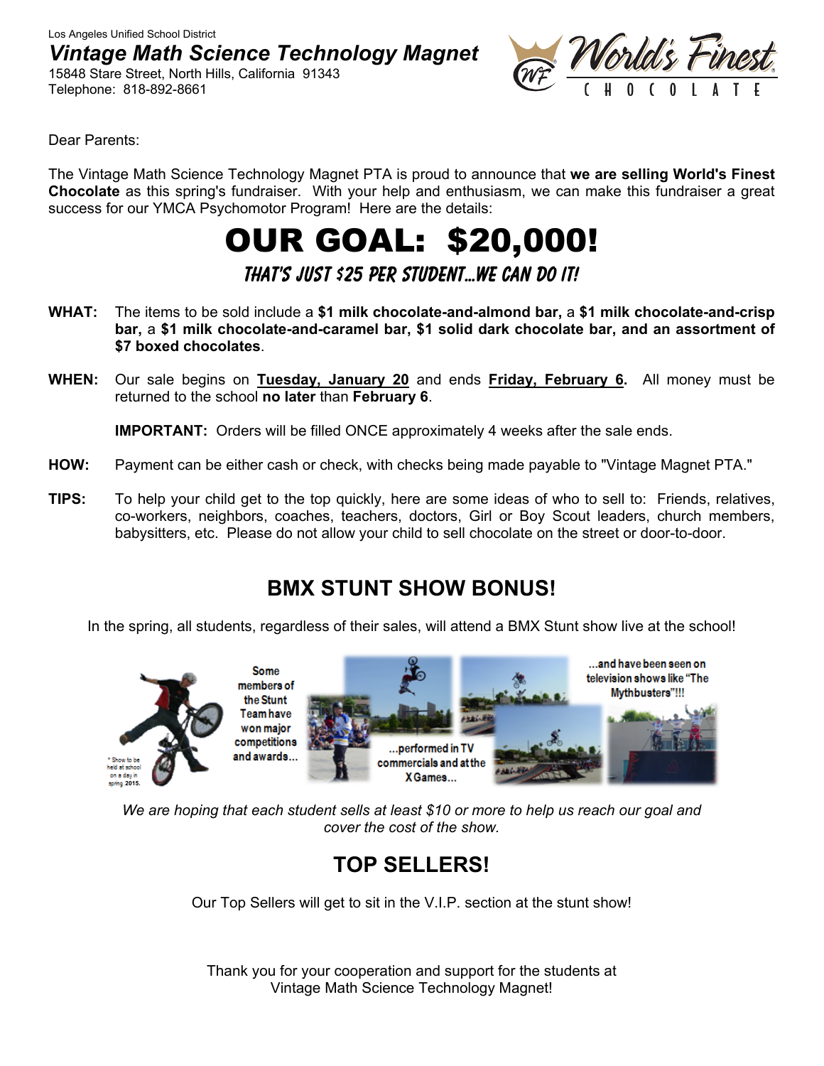Los Angeles Unified School District

**_Vintage Math Science Technology Magnet_**

15848 Stare Street, North Hills, California 91343
Telephone: 818-892-8661

World's Finest CHOCOLATE

Dear Parents:

The Vintage Math Science Technology Magnet PTA is proud to announce that **we are selling World's Finest Chocolate** as this spring's fundraiser. With your help and enthusiasm, we can make this fundraiser a great success for our YMCA Psychomotor Program! Here are the details:

# OUR GOAL: $20,000!

### THAT'S JUST $25 PER STUDENT…WE CAN DO IT!

**WHAT:** The items to be sold include a **$1 milk chocolate-and-almond bar,** a **$1 milk chocolate-and-crisp bar,** a **$1 milk chocolate-and-caramel bar, $1 solid dark chocolate bar, and an assortment of $7 boxed chocolates**.

**WHEN:** Our sale begins on **Tuesday, January 20** and ends **Friday, February 6.** All money must be returned to the school **no later** than **February 6**.

**IMPORTANT:** Orders will be filled ONCE approximately 4 weeks after the sale ends.

**HOW:** Payment can be either cash or check, with checks being made payable to "Vintage Magnet PTA."

**TIPS:** To help your child get to the top quickly, here are some ideas of who to sell to: Friends, relatives, co-workers, neighbors, coaches, teachers, doctors, Girl or Boy Scout leaders, church members, babysitters, etc. Please do not allow your child to sell chocolate on the street or door-to-door.

## BMX STUNT SHOW BONUS!

In the spring, all students, regardless of their sales, will attend a BMX Stunt show live at the school!

* Show to be held at school on a day in spring 2015.

Some members of the Stunt Team have won major competitions and awards… …performed in TV commercials and at the X Games… …and have been seen on television shows like "The Mythbusters"!!!

*We are hoping that each student sells at least $10 or more to help us reach our goal and cover the cost of the show.*

## TOP SELLERS!

Our Top Sellers will get to sit in the V.I.P. section at the stunt show!

Thank you for your cooperation and support for the students at Vintage Math Science Technology Magnet!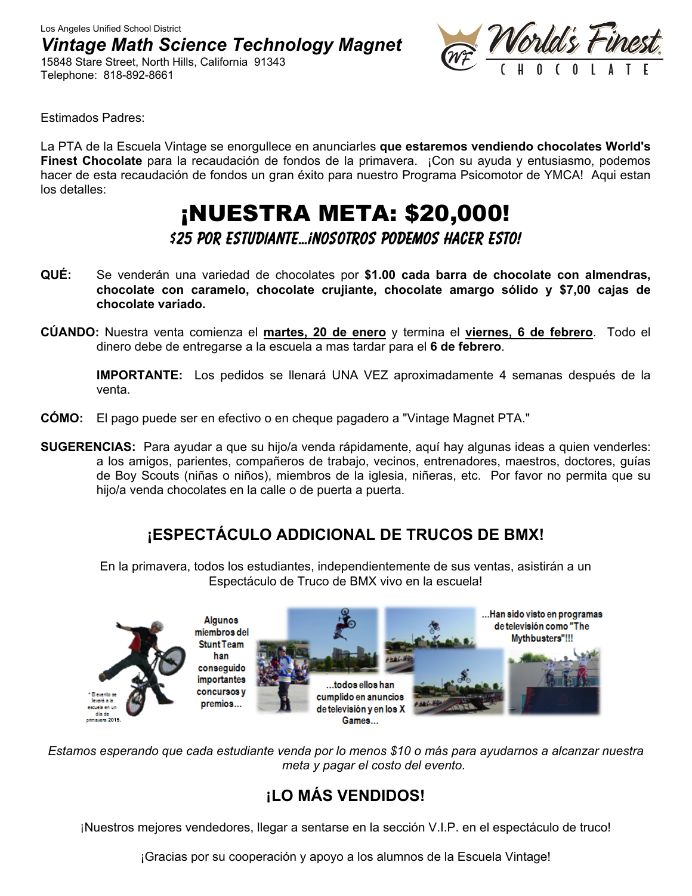Los Angeles Unified School District

## *Vintage Math Science Technology Magnet*

15848 Stare Street, North Hills, California 91343
Telephone: 818-892-8661

World's Finest CHOCOLATE

Estimados Padres:

La PTA de la Escuela Vintage se enorgullece en anunciarles **que estaremos vendiendo chocolates World's Finest Chocolate** para la recaudación de fondos de la primavera. ¡Con su ayuda y entusiasmo, podemos hacer de esta recaudación de fondos un gran éxito para nuestro Programa Psicomotor de YMCA! Aqui estan los detalles:

# ¡NUESTRA META: $20,000!

### $25 POR ESTUDIANTE...¡NOSOTROS PODEMOS HACER ESTO!

**QUÉ:** Se venderán una variedad de chocolates por **$1.00 cada barra de chocolate con almendras, chocolate con caramelo, chocolate crujiante, chocolate amargo sólido y $7,00 cajas de chocolate variado.**

**CÚANDO:** Nuestra venta comienza el **martes, 20 de enero** y termina el **viernes, 6 de febrero**. Todo el dinero debe de entregarse a la escuela a mas tardar para el **6 de febrero**.

**IMPORTANTE:** Los pedidos se llenará UNA VEZ aproximadamente 4 semanas después de la venta.

**CÓMO:** El pago puede ser en efectivo o en cheque pagadero a "Vintage Magnet PTA."

**SUGERENCIAS:** Para ayudar a que su hijo/a venda rápidamente, aquí hay algunas ideas a quien venderles: a los amigos, parientes, compañeros de trabajo, vecinos, entrenadores, maestros, doctores, guías de Boy Scouts (niñas o niños), miembros de la iglesia, niñeras, etc. Por favor no permita que su hijo/a venda chocolates en la calle o de puerta a puerta.

## ¡ESPECTÁCULO ADDICIONAL DE TRUCOS DE BMX!

En la primavera, todos los estudiantes, independientemente de sus ventas, asistirán a un Espectáculo de Truco de BMX vivo en la escuela!

* El evento se llevará a la escuela en un día de primavera 2015.

Algunos miembros del Stunt Team han conseguido importantes concursos y premios...

...todos ellos han cumplido en anuncios de televisión y en los X Games...

...Han sido visto en programas de televisión como "The Mythbusters"!!!

*Estamos esperando que cada estudiante venda por lo menos $10 o más para ayudarnos a alcanzar nuestra meta y pagar el costo del evento.*

## ¡LO MÁS VENDIDOS!

¡Nuestros mejores vendedores, llegar a sentarse en la sección V.I.P. en el espectáculo de truco!

¡Gracias por su cooperación y apoyo a los alumnos de la Escuela Vintage!